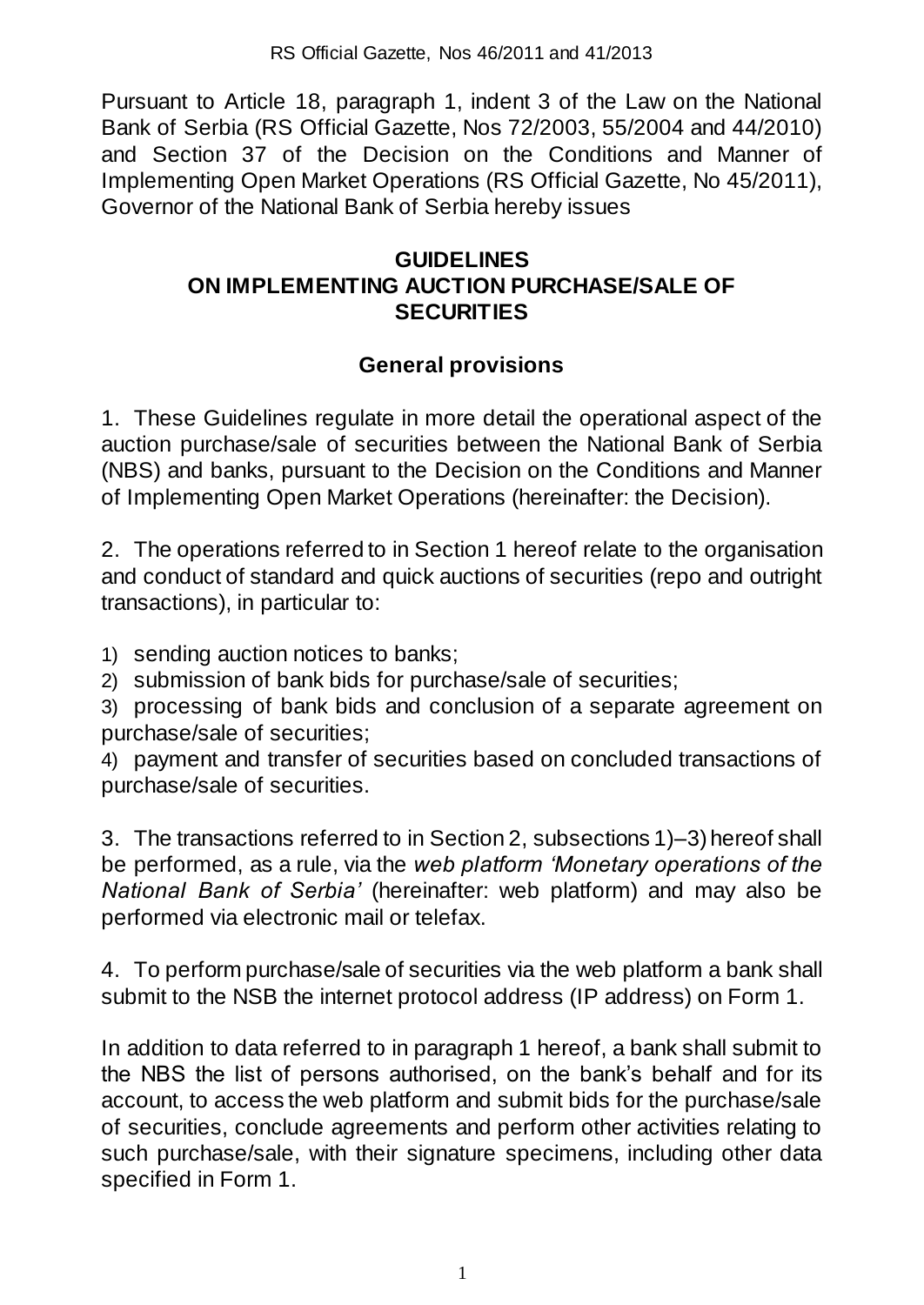RS Official Gazette, Nos 46/2011 and 41/2013

Pursuant to Article 18, paragraph 1, indent 3 of the Law on the National Bank of Serbia (RS Official Gazette, Nos 72/2003, 55/2004 and 44/2010) and Section 37 of the Decision on the Conditions and Manner of Implementing Open Market Operations (RS Official Gazette, No 45/2011), Governor of the National Bank of Serbia hereby issues

# GUIDELINES ON IMPLEMENTING AUCTION PURCHASE/SALE OF SECURITIES

## General provisions

1. These Guidelines regulate in more detail the operational aspect of the auction purchase/sale of securities between the National Bank of Serbia (NBS) and banks, pursuant to the Decision on the Conditions and Manner of Implementing Open Market Operations (hereinafter: the Decision).

2. The operations referred to in Section 1 hereof relate to the organisation and conduct of standard and quick auctions of securities (repo and outright transactions), in particular to:

1) sending auction notices to banks;
2) submission of bank bids for purchase/sale of securities;
3) processing of bank bids and conclusion of a separate agreement on purchase/sale of securities;
4) payment and transfer of securities based on concluded transactions of purchase/sale of securities.

3. The transactions referred to in Section 2, subsections 1)–3) hereof shall be performed, as a rule, via the *web platform 'Monetary operations of the National Bank of Serbia'* (hereinafter: web platform) and may also be performed via electronic mail or telefax.

4. To perform purchase/sale of securities via the web platform a bank shall submit to the NSB the internet protocol address (IP address) on Form 1.

In addition to data referred to in paragraph 1 hereof, a bank shall submit to the NBS the list of persons authorised, on the bank's behalf and for its account, to access the web platform and submit bids for the purchase/sale of securities, conclude agreements and perform other activities relating to such purchase/sale, with their signature specimens, including other data specified in Form 1.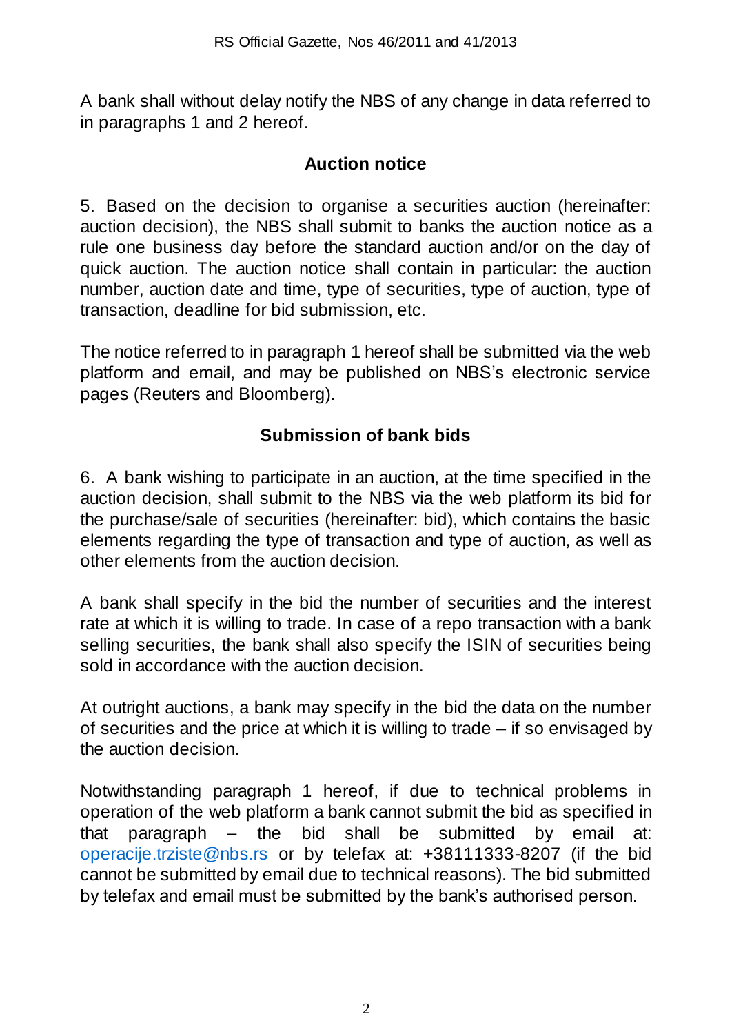A bank shall without delay notify the NBS of any change in data referred to in paragraphs 1 and 2 hereof.

### Auction notice

5. Based on the decision to organise a securities auction (hereinafter: auction decision), the NBS shall submit to banks the auction notice as a rule one business day before the standard auction and/or on the day of quick auction. The auction notice shall contain in particular: the auction number, auction date and time, type of securities, type of auction, type of transaction, deadline for bid submission, etc.

The notice referred to in paragraph 1 hereof shall be submitted via the web platform and email, and may be published on NBS's electronic service pages (Reuters and Bloomberg).

### Submission of bank bids

6. A bank wishing to participate in an auction, at the time specified in the auction decision, shall submit to the NBS via the web platform its bid for the purchase/sale of securities (hereinafter: bid), which contains the basic elements regarding the type of transaction and type of auction, as well as other elements from the auction decision.

A bank shall specify in the bid the number of securities and the interest rate at which it is willing to trade. In case of a repo transaction with a bank selling securities, the bank shall also specify the ISIN of securities being sold in accordance with the auction decision.

At outright auctions, a bank may specify in the bid the data on the number of securities and the price at which it is willing to trade – if so envisaged by the auction decision.

Notwithstanding paragraph 1 hereof, if due to technical problems in operation of the web platform a bank cannot submit the bid as specified in that paragraph – the bid shall be submitted by email at: operacije.trziste@nbs.rs or by telefax at: +38111333-8207 (if the bid cannot be submitted by email due to technical reasons). The bid submitted by telefax and email must be submitted by the bank's authorised person.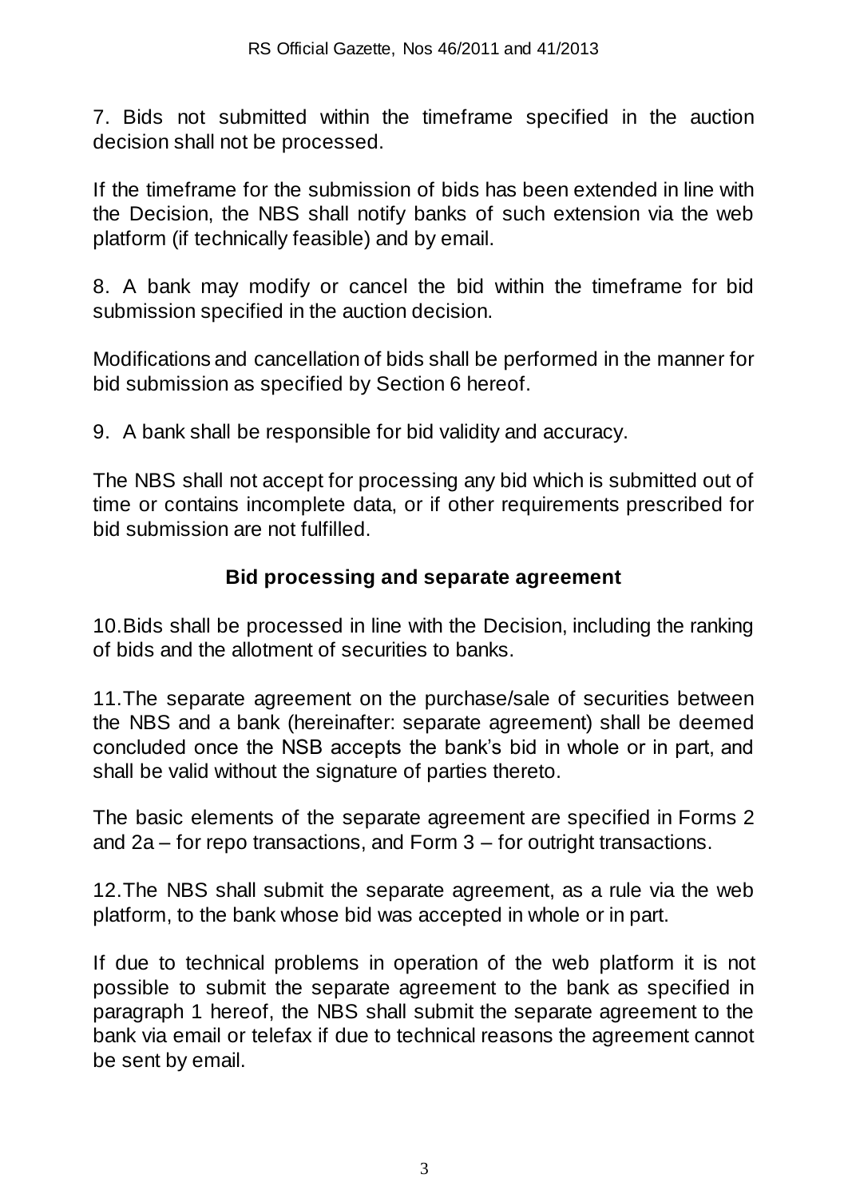7. Bids not submitted within the timeframe specified in the auction decision shall not be processed.

If the timeframe for the submission of bids has been extended in line with the Decision, the NBS shall notify banks of such extension via the web platform (if technically feasible) and by email.

8. A bank may modify or cancel the bid within the timeframe for bid submission specified in the auction decision.

Modifications and cancellation of bids shall be performed in the manner for bid submission as specified by Section 6 hereof.

9. A bank shall be responsible for bid validity and accuracy.

The NBS shall not accept for processing any bid which is submitted out of time or contains incomplete data, or if other requirements prescribed for bid submission are not fulfilled.

### Bid processing and separate agreement

10. Bids shall be processed in line with the Decision, including the ranking of bids and the allotment of securities to banks.

11. The separate agreement on the purchase/sale of securities between the NBS and a bank (hereinafter: separate agreement) shall be deemed concluded once the NSB accepts the bank's bid in whole or in part, and shall be valid without the signature of parties thereto.

The basic elements of the separate agreement are specified in Forms 2 and 2a – for repo transactions, and Form 3 – for outright transactions.

12. The NBS shall submit the separate agreement, as a rule via the web platform, to the bank whose bid was accepted in whole or in part.

If due to technical problems in operation of the web platform it is not possible to submit the separate agreement to the bank as specified in paragraph 1 hereof, the NBS shall submit the separate agreement to the bank via email or telefax if due to technical reasons the agreement cannot be sent by email.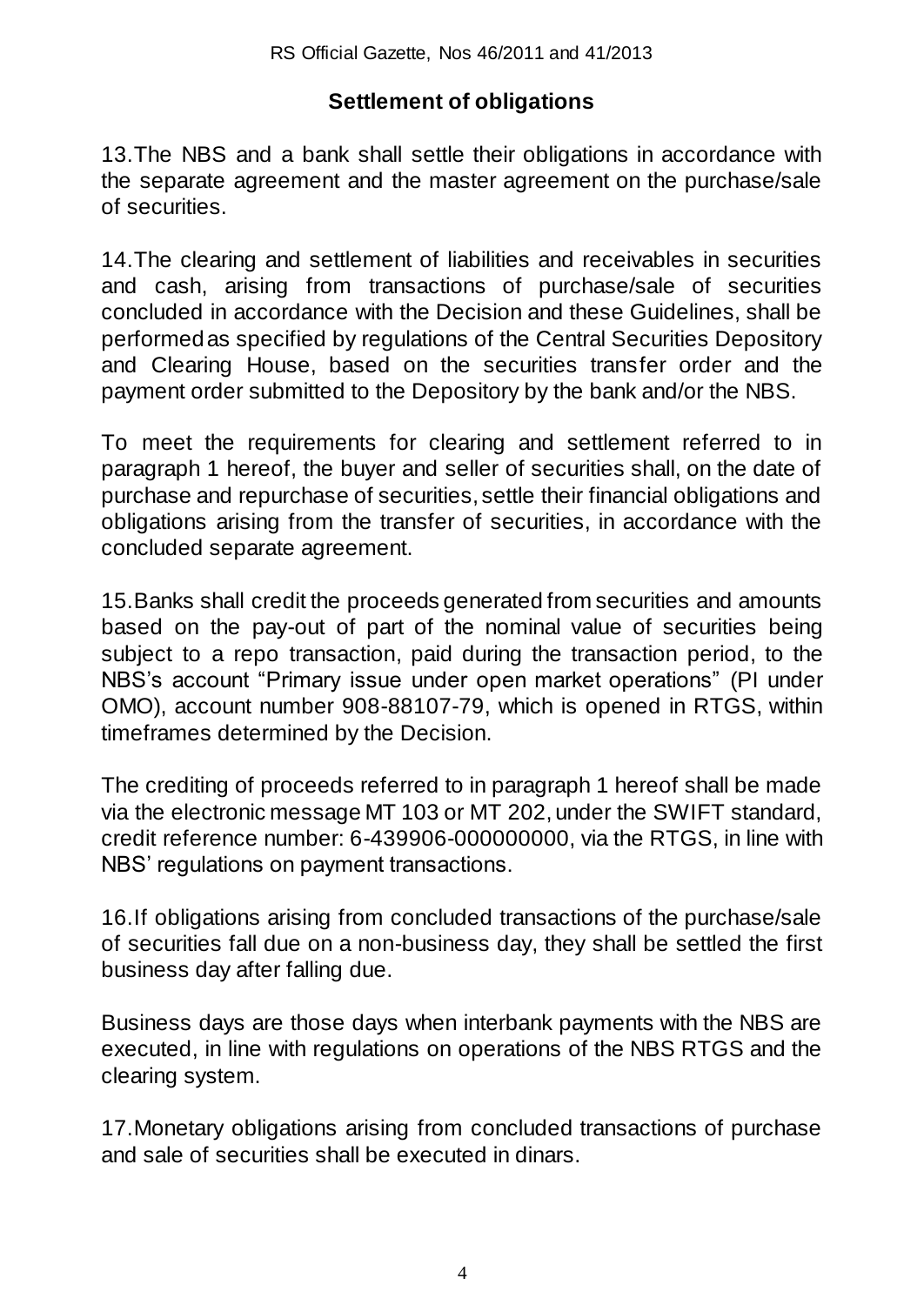## Settlement of obligations

13. The NBS and a bank shall settle their obligations in accordance with the separate agreement and the master agreement on the purchase/sale of securities.

14. The clearing and settlement of liabilities and receivables in securities and cash, arising from transactions of purchase/sale of securities concluded in accordance with the Decision and these Guidelines, shall be performed as specified by regulations of the Central Securities Depository and Clearing House, based on the securities transfer order and the payment order submitted to the Depository by the bank and/or the NBS.

To meet the requirements for clearing and settlement referred to in paragraph 1 hereof, the buyer and seller of securities shall, on the date of purchase and repurchase of securities, settle their financial obligations and obligations arising from the transfer of securities, in accordance with the concluded separate agreement.

15. Banks shall credit the proceeds generated from securities and amounts based on the pay-out of part of the nominal value of securities being subject to a repo transaction, paid during the transaction period, to the NBS's account "Primary issue under open market operations" (PI under OMO), account number 908-88107-79, which is opened in RTGS, within timeframes determined by the Decision.

The crediting of proceeds referred to in paragraph 1 hereof shall be made via the electronic message MT 103 or MT 202, under the SWIFT standard, credit reference number: 6-439906-000000000, via the RTGS, in line with NBS' regulations on payment transactions.

16. If obligations arising from concluded transactions of the purchase/sale of securities fall due on a non-business day, they shall be settled the first business day after falling due.

Business days are those days when interbank payments with the NBS are executed, in line with regulations on operations of the NBS RTGS and the clearing system.

17. Monetary obligations arising from concluded transactions of purchase and sale of securities shall be executed in dinars.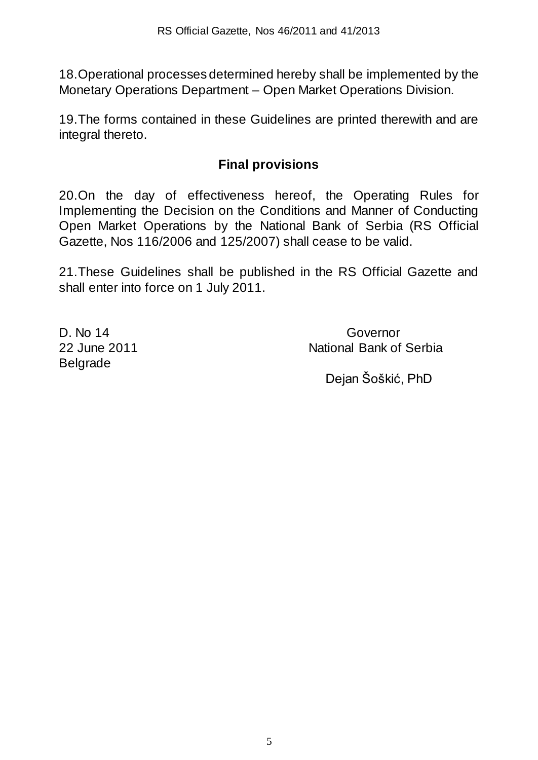18. Operational processes determined hereby shall be implemented by the Monetary Operations Department – Open Market Operations Division.

19. The forms contained in these Guidelines are printed therewith and are integral thereto.

## Final provisions

20. On the day of effectiveness hereof, the Operating Rules for Implementing the Decision on the Conditions and Manner of Conducting Open Market Operations by the National Bank of Serbia (RS Official Gazette, Nos 116/2006 and 125/2007) shall cease to be valid.

21. These Guidelines shall be published in the RS Official Gazette and shall enter into force on 1 July 2011.

D. No 14
22 June 2011
Belgrade

Governor
National Bank of Serbia

Dejan Šoškić, PhD